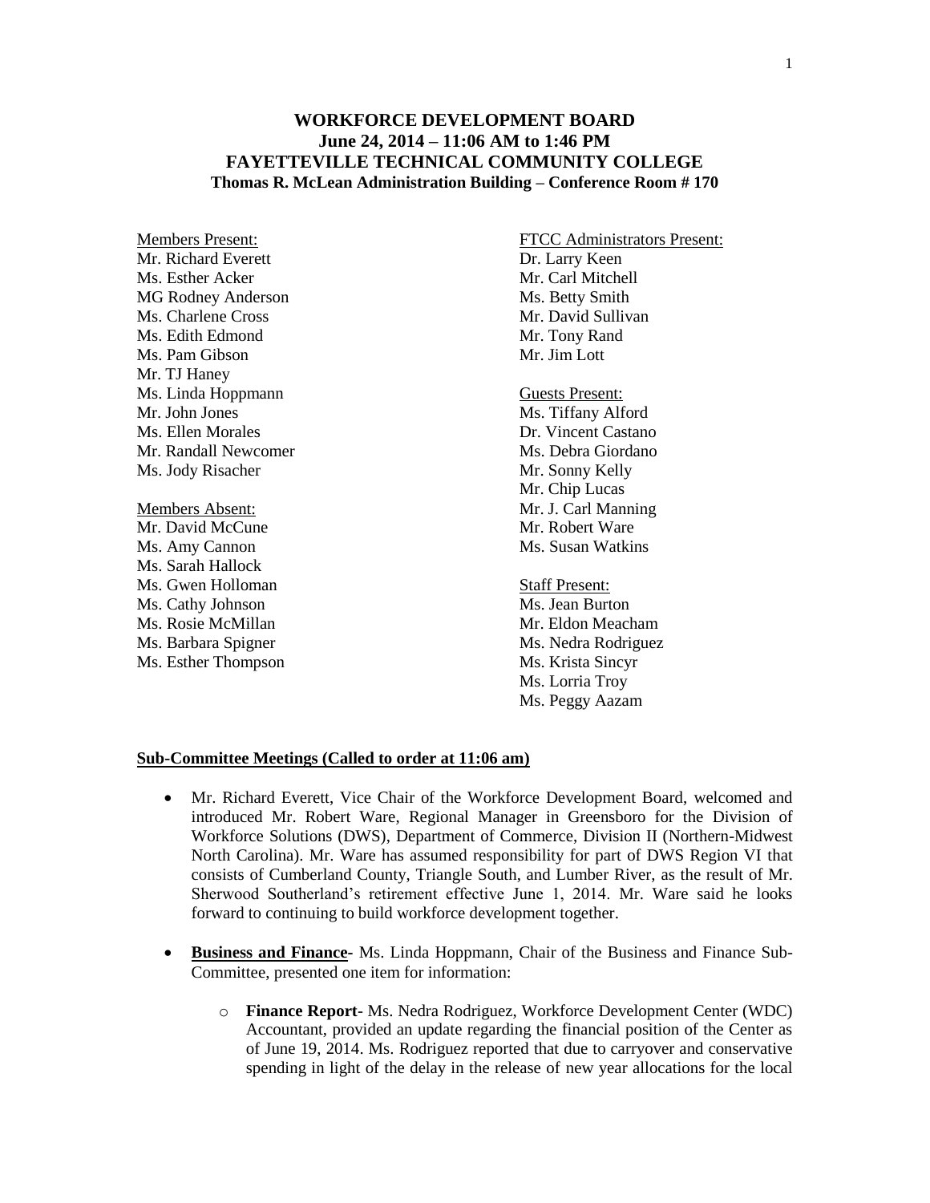# WORKFORCE DEVELOPMENT BOARD
## June 24, 2014 – 11:06 AM to 1:46 PM
## FAYETTEVILLE TECHNICAL COMMUNITY COLLEGE
### Thomas R. McLean Administration Building – Conference Room # 170

Members Present:
Mr. Richard Everett
Ms. Esther Acker
MG Rodney Anderson
Ms. Charlene Cross
Ms. Edith Edmond
Ms. Pam Gibson
Mr. TJ Haney
Ms. Linda Hoppmann
Mr. John Jones
Ms. Ellen Morales
Mr. Randall Newcomer
Ms. Jody Risacher

Members Absent:
Mr. David McCune
Ms. Amy Cannon
Ms. Sarah Hallock
Ms. Gwen Holloman
Ms. Cathy Johnson
Ms. Rosie McMillan
Ms. Barbara Spigner
Ms. Esther Thompson

FTCC Administrators Present:
Dr. Larry Keen
Mr. Carl Mitchell
Ms. Betty Smith
Mr. David Sullivan
Mr. Tony Rand
Mr. Jim Lott

Guests Present:
Ms. Tiffany Alford
Dr. Vincent Castano
Ms. Debra Giordano
Mr. Sonny Kelly
Mr. Chip Lucas
Mr. J. Carl Manning
Mr. Robert Ware
Ms. Susan Watkins

Staff Present:
Ms. Jean Burton
Mr. Eldon Meacham
Ms. Nedra Rodriguez
Ms. Krista Sincyr
Ms. Lorria Troy
Ms. Peggy Aazam

**Sub-Committee Meetings (Called to order at 11:06 am)**

- Mr. Richard Everett, Vice Chair of the Workforce Development Board, welcomed and introduced Mr. Robert Ware, Regional Manager in Greensboro for the Division of Workforce Solutions (DWS), Department of Commerce, Division II (Northern-Midwest North Carolina). Mr. Ware has assumed responsibility for part of DWS Region VI that consists of Cumberland County, Triangle South, and Lumber River, as the result of Mr. Sherwood Southerland's retirement effective June 1, 2014. Mr. Ware said he looks forward to continuing to build workforce development together.

- **Business and Finance-** Ms. Linda Hoppmann, Chair of the Business and Finance Sub-Committee, presented one item for information:

  - **Finance Report**- Ms. Nedra Rodriguez, Workforce Development Center (WDC) Accountant, provided an update regarding the financial position of the Center as of June 19, 2014. Ms. Rodriguez reported that due to carryover and conservative spending in light of the delay in the release of new year allocations for the local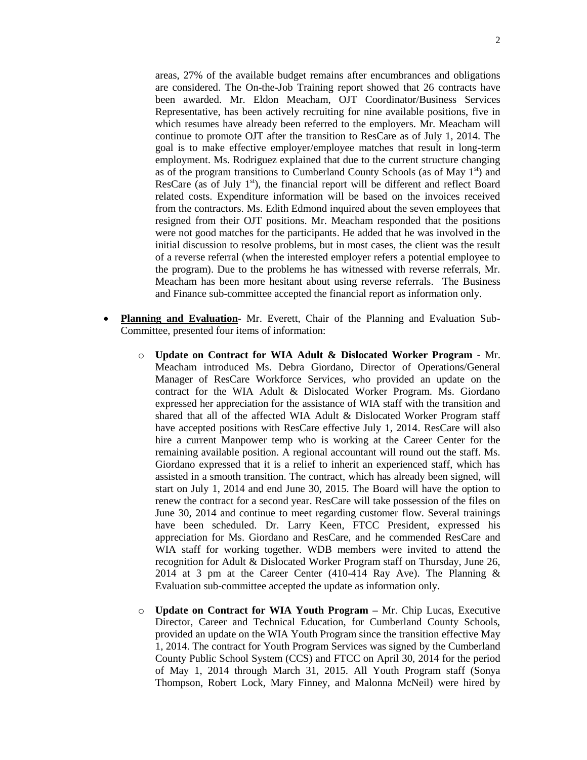areas, 27% of the available budget remains after encumbrances and obligations are considered. The On-the-Job Training report showed that 26 contracts have been awarded. Mr. Eldon Meacham, OJT Coordinator/Business Services Representative, has been actively recruiting for nine available positions, five in which resumes have already been referred to the employers. Mr. Meacham will continue to promote OJT after the transition to ResCare as of July 1, 2014. The goal is to make effective employer/employee matches that result in long-term employment. Ms. Rodriguez explained that due to the current structure changing as of the program transitions to Cumberland County Schools (as of May 1st) and ResCare (as of July 1st), the financial report will be different and reflect Board related costs. Expenditure information will be based on the invoices received from the contractors. Ms. Edith Edmond inquired about the seven employees that resigned from their OJT positions. Mr. Meacham responded that the positions were not good matches for the participants. He added that he was involved in the initial discussion to resolve problems, but in most cases, the client was the result of a reverse referral (when the interested employer refers a potential employee to the program). Due to the problems he has witnessed with reverse referrals, Mr. Meacham has been more hesitant about using reverse referrals. The Business and Finance sub-committee accepted the financial report as information only.

- **Planning and Evaluation**- Mr. Everett, Chair of the Planning and Evaluation Sub-Committee, presented four items of information:

  - **Update on Contract for WIA Adult & Dislocated Worker Program -** Mr. Meacham introduced Ms. Debra Giordano, Director of Operations/General Manager of ResCare Workforce Services, who provided an update on the contract for the WIA Adult & Dislocated Worker Program. Ms. Giordano expressed her appreciation for the assistance of WIA staff with the transition and shared that all of the affected WIA Adult & Dislocated Worker Program staff have accepted positions with ResCare effective July 1, 2014. ResCare will also hire a current Manpower temp who is working at the Career Center for the remaining available position. A regional accountant will round out the staff. Ms. Giordano expressed that it is a relief to inherit an experienced staff, which has assisted in a smooth transition. The contract, which has already been signed, will start on July 1, 2014 and end June 30, 2015. The Board will have the option to renew the contract for a second year. ResCare will take possession of the files on June 30, 2014 and continue to meet regarding customer flow. Several trainings have been scheduled. Dr. Larry Keen, FTCC President, expressed his appreciation for Ms. Giordano and ResCare, and he commended ResCare and WIA staff for working together. WDB members were invited to attend the recognition for Adult & Dislocated Worker Program staff on Thursday, June 26, 2014 at 3 pm at the Career Center (410-414 Ray Ave). The Planning & Evaluation sub-committee accepted the update as information only.

  - **Update on Contract for WIA Youth Program –** Mr. Chip Lucas, Executive Director, Career and Technical Education, for Cumberland County Schools, provided an update on the WIA Youth Program since the transition effective May 1, 2014. The contract for Youth Program Services was signed by the Cumberland County Public School System (CCS) and FTCC on April 30, 2014 for the period of May 1, 2014 through March 31, 2015. All Youth Program staff (Sonya Thompson, Robert Lock, Mary Finney, and Malonna McNeil) were hired by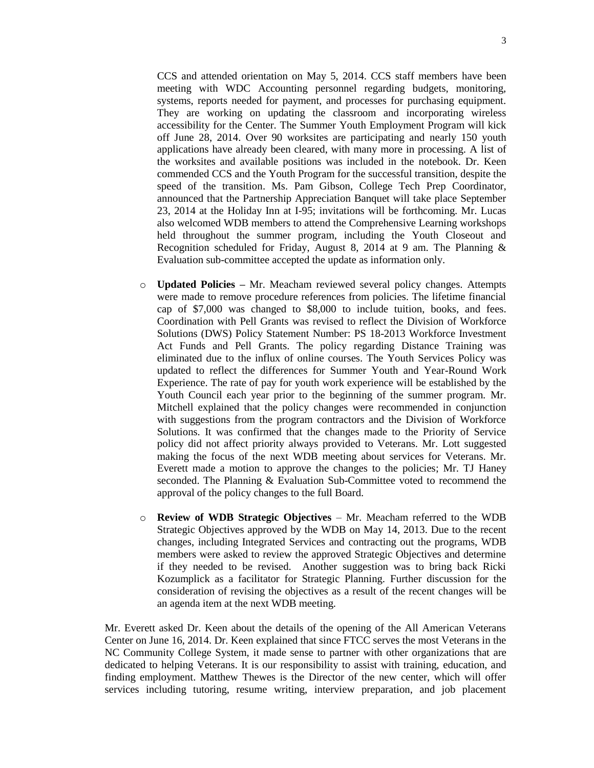CCS and attended orientation on May 5, 2014. CCS staff members have been meeting with WDC Accounting personnel regarding budgets, monitoring, systems, reports needed for payment, and processes for purchasing equipment. They are working on updating the classroom and incorporating wireless accessibility for the Center. The Summer Youth Employment Program will kick off June 28, 2014. Over 90 worksites are participating and nearly 150 youth applications have already been cleared, with many more in processing. A list of the worksites and available positions was included in the notebook. Dr. Keen commended CCS and the Youth Program for the successful transition, despite the speed of the transition. Ms. Pam Gibson, College Tech Prep Coordinator, announced that the Partnership Appreciation Banquet will take place September 23, 2014 at the Holiday Inn at I-95; invitations will be forthcoming. Mr. Lucas also welcomed WDB members to attend the Comprehensive Learning workshops held throughout the summer program, including the Youth Closeout and Recognition scheduled for Friday, August 8, 2014 at 9 am. The Planning & Evaluation sub-committee accepted the update as information only.

- **Updated Policies –** Mr. Meacham reviewed several policy changes. Attempts were made to remove procedure references from policies. The lifetime financial cap of $7,000 was changed to $8,000 to include tuition, books, and fees. Coordination with Pell Grants was revised to reflect the Division of Workforce Solutions (DWS) Policy Statement Number: PS 18-2013 Workforce Investment Act Funds and Pell Grants. The policy regarding Distance Training was eliminated due to the influx of online courses. The Youth Services Policy was updated to reflect the differences for Summer Youth and Year-Round Work Experience. The rate of pay for youth work experience will be established by the Youth Council each year prior to the beginning of the summer program. Mr. Mitchell explained that the policy changes were recommended in conjunction with suggestions from the program contractors and the Division of Workforce Solutions. It was confirmed that the changes made to the Priority of Service policy did not affect priority always provided to Veterans. Mr. Lott suggested making the focus of the next WDB meeting about services for Veterans. Mr. Everett made a motion to approve the changes to the policies; Mr. TJ Haney seconded. The Planning & Evaluation Sub-Committee voted to recommend the approval of the policy changes to the full Board.

- **Review of WDB Strategic Objectives** – Mr. Meacham referred to the WDB Strategic Objectives approved by the WDB on May 14, 2013. Due to the recent changes, including Integrated Services and contracting out the programs, WDB members were asked to review the approved Strategic Objectives and determine if they needed to be revised. Another suggestion was to bring back Ricki Kozumplick as a facilitator for Strategic Planning. Further discussion for the consideration of revising the objectives as a result of the recent changes will be an agenda item at the next WDB meeting.

Mr. Everett asked Dr. Keen about the details of the opening of the All American Veterans Center on June 16, 2014. Dr. Keen explained that since FTCC serves the most Veterans in the NC Community College System, it made sense to partner with other organizations that are dedicated to helping Veterans. It is our responsibility to assist with training, education, and finding employment. Matthew Thewes is the Director of the new center, which will offer services including tutoring, resume writing, interview preparation, and job placement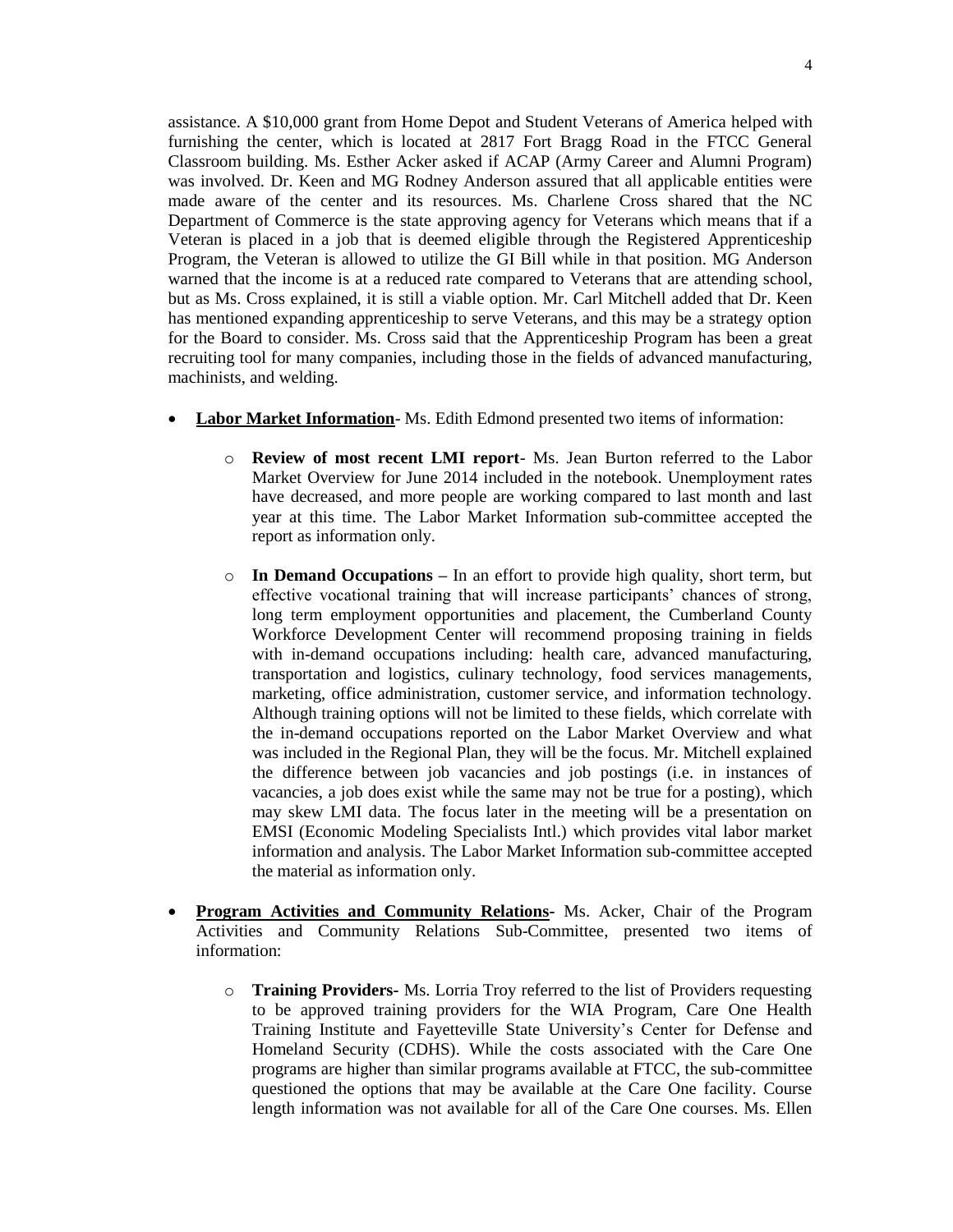assistance. A $10,000 grant from Home Depot and Student Veterans of America helped with furnishing the center, which is located at 2817 Fort Bragg Road in the FTCC General Classroom building. Ms. Esther Acker asked if ACAP (Army Career and Alumni Program) was involved. Dr. Keen and MG Rodney Anderson assured that all applicable entities were made aware of the center and its resources. Ms. Charlene Cross shared that the NC Department of Commerce is the state approving agency for Veterans which means that if a Veteran is placed in a job that is deemed eligible through the Registered Apprenticeship Program, the Veteran is allowed to utilize the GI Bill while in that position. MG Anderson warned that the income is at a reduced rate compared to Veterans that are attending school, but as Ms. Cross explained, it is still a viable option. Mr. Carl Mitchell added that Dr. Keen has mentioned expanding apprenticeship to serve Veterans, and this may be a strategy option for the Board to consider. Ms. Cross said that the Apprenticeship Program has been a great recruiting tool for many companies, including those in the fields of advanced manufacturing, machinists, and welding.

- **Labor Market Information**- Ms. Edith Edmond presented two items of information:
  - **Review of most recent LMI report**- Ms. Jean Burton referred to the Labor Market Overview for June 2014 included in the notebook. Unemployment rates have decreased, and more people are working compared to last month and last year at this time. The Labor Market Information sub-committee accepted the report as information only.
  - **In Demand Occupations –** In an effort to provide high quality, short term, but effective vocational training that will increase participants' chances of strong, long term employment opportunities and placement, the Cumberland County Workforce Development Center will recommend proposing training in fields with in-demand occupations including: health care, advanced manufacturing, transportation and logistics, culinary technology, food services managements, marketing, office administration, customer service, and information technology. Although training options will not be limited to these fields, which correlate with the in-demand occupations reported on the Labor Market Overview and what was included in the Regional Plan, they will be the focus. Mr. Mitchell explained the difference between job vacancies and job postings (i.e. in instances of vacancies, a job does exist while the same may not be true for a posting), which may skew LMI data. The focus later in the meeting will be a presentation on EMSI (Economic Modeling Specialists Intl.) which provides vital labor market information and analysis. The Labor Market Information sub-committee accepted the material as information only.
- **Program Activities and Community Relations-** Ms. Acker, Chair of the Program Activities and Community Relations Sub-Committee, presented two items of information:
  - **Training Providers-** Ms. Lorria Troy referred to the list of Providers requesting to be approved training providers for the WIA Program, Care One Health Training Institute and Fayetteville State University's Center for Defense and Homeland Security (CDHS). While the costs associated with the Care One programs are higher than similar programs available at FTCC, the sub-committee questioned the options that may be available at the Care One facility. Course length information was not available for all of the Care One courses. Ms. Ellen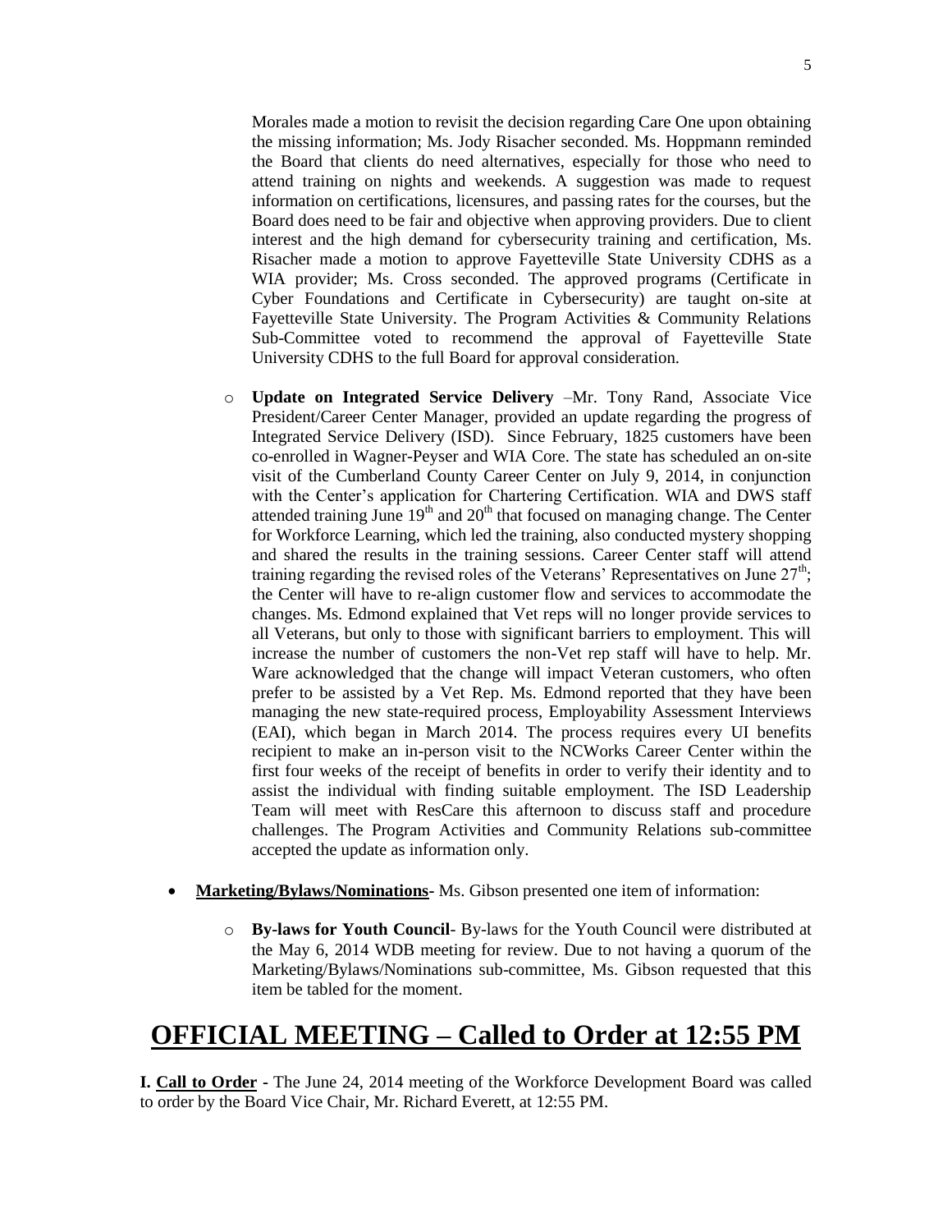Morales made a motion to revisit the decision regarding Care One upon obtaining the missing information; Ms. Jody Risacher seconded. Ms. Hoppmann reminded the Board that clients do need alternatives, especially for those who need to attend training on nights and weekends. A suggestion was made to request information on certifications, licensures, and passing rates for the courses, but the Board does need to be fair and objective when approving providers. Due to client interest and the high demand for cybersecurity training and certification, Ms. Risacher made a motion to approve Fayetteville State University CDHS as a WIA provider; Ms. Cross seconded. The approved programs (Certificate in Cyber Foundations and Certificate in Cybersecurity) are taught on-site at Fayetteville State University. The Program Activities & Community Relations Sub-Committee voted to recommend the approval of Fayetteville State University CDHS to the full Board for approval consideration.

- **Update on Integrated Service Delivery** –Mr. Tony Rand, Associate Vice President/Career Center Manager, provided an update regarding the progress of Integrated Service Delivery (ISD). Since February, 1825 customers have been co-enrolled in Wagner-Peyser and WIA Core. The state has scheduled an on-site visit of the Cumberland County Career Center on July 9, 2014, in conjunction with the Center's application for Chartering Certification. WIA and DWS staff attended training June 19th and 20th that focused on managing change. The Center for Workforce Learning, which led the training, also conducted mystery shopping and shared the results in the training sessions. Career Center staff will attend training regarding the revised roles of the Veterans' Representatives on June 27th; the Center will have to re-align customer flow and services to accommodate the changes. Ms. Edmond explained that Vet reps will no longer provide services to all Veterans, but only to those with significant barriers to employment. This will increase the number of customers the non-Vet rep staff will have to help. Mr. Ware acknowledged that the change will impact Veteran customers, who often prefer to be assisted by a Vet Rep. Ms. Edmond reported that they have been managing the new state-required process, Employability Assessment Interviews (EAI), which began in March 2014. The process requires every UI benefits recipient to make an in-person visit to the NCWorks Career Center within the first four weeks of the receipt of benefits in order to verify their identity and to assist the individual with finding suitable employment. The ISD Leadership Team will meet with ResCare this afternoon to discuss staff and procedure challenges. The Program Activities and Community Relations sub-committee accepted the update as information only.

- **Marketing/Bylaws/Nominations**- Ms. Gibson presented one item of information:
  - **By-laws for Youth Council**- By-laws for the Youth Council were distributed at the May 6, 2014 WDB meeting for review. Due to not having a quorum of the Marketing/Bylaws/Nominations sub-committee, Ms. Gibson requested that this item be tabled for the moment.

# OFFICIAL MEETING – Called to Order at 12:55 PM

**I. Call to Order** - The June 24, 2014 meeting of the Workforce Development Board was called to order by the Board Vice Chair, Mr. Richard Everett, at 12:55 PM.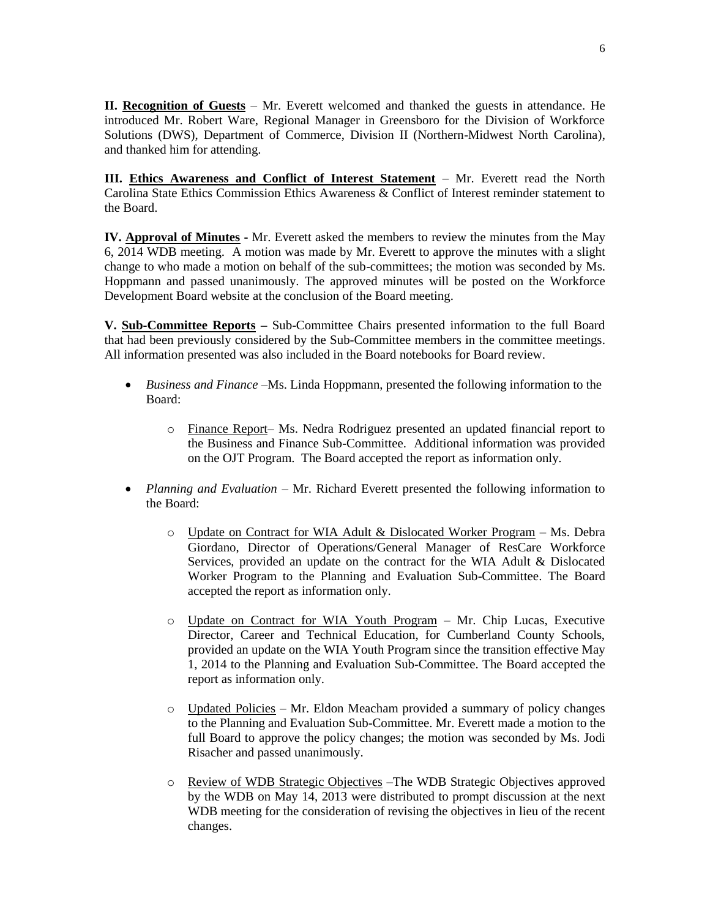**II. Recognition of Guests** – Mr. Everett welcomed and thanked the guests in attendance. He introduced Mr. Robert Ware, Regional Manager in Greensboro for the Division of Workforce Solutions (DWS), Department of Commerce, Division II (Northern-Midwest North Carolina), and thanked him for attending.

**III. Ethics Awareness and Conflict of Interest Statement** – Mr. Everett read the North Carolina State Ethics Commission Ethics Awareness & Conflict of Interest reminder statement to the Board.

**IV. Approval of Minutes** - Mr. Everett asked the members to review the minutes from the May 6, 2014 WDB meeting. A motion was made by Mr. Everett to approve the minutes with a slight change to who made a motion on behalf of the sub-committees; the motion was seconded by Ms. Hoppmann and passed unanimously. The approved minutes will be posted on the Workforce Development Board website at the conclusion of the Board meeting.

**V. Sub-Committee Reports –** Sub-Committee Chairs presented information to the full Board that had been previously considered by the Sub-Committee members in the committee meetings. All information presented was also included in the Board notebooks for Board review.

- *Business and Finance* –Ms. Linda Hoppmann, presented the following information to the Board:
  - Finance Report– Ms. Nedra Rodriguez presented an updated financial report to the Business and Finance Sub-Committee. Additional information was provided on the OJT Program. The Board accepted the report as information only.
- *Planning and Evaluation* – Mr. Richard Everett presented the following information to the Board:
  - Update on Contract for WIA Adult & Dislocated Worker Program – Ms. Debra Giordano, Director of Operations/General Manager of ResCare Workforce Services, provided an update on the contract for the WIA Adult & Dislocated Worker Program to the Planning and Evaluation Sub-Committee. The Board accepted the report as information only.
  - Update on Contract for WIA Youth Program – Mr. Chip Lucas, Executive Director, Career and Technical Education, for Cumberland County Schools, provided an update on the WIA Youth Program since the transition effective May 1, 2014 to the Planning and Evaluation Sub-Committee. The Board accepted the report as information only.
  - Updated Policies – Mr. Eldon Meacham provided a summary of policy changes to the Planning and Evaluation Sub-Committee. Mr. Everett made a motion to the full Board to approve the policy changes; the motion was seconded by Ms. Jodi Risacher and passed unanimously.
  - Review of WDB Strategic Objectives –The WDB Strategic Objectives approved by the WDB on May 14, 2013 were distributed to prompt discussion at the next WDB meeting for the consideration of revising the objectives in lieu of the recent changes.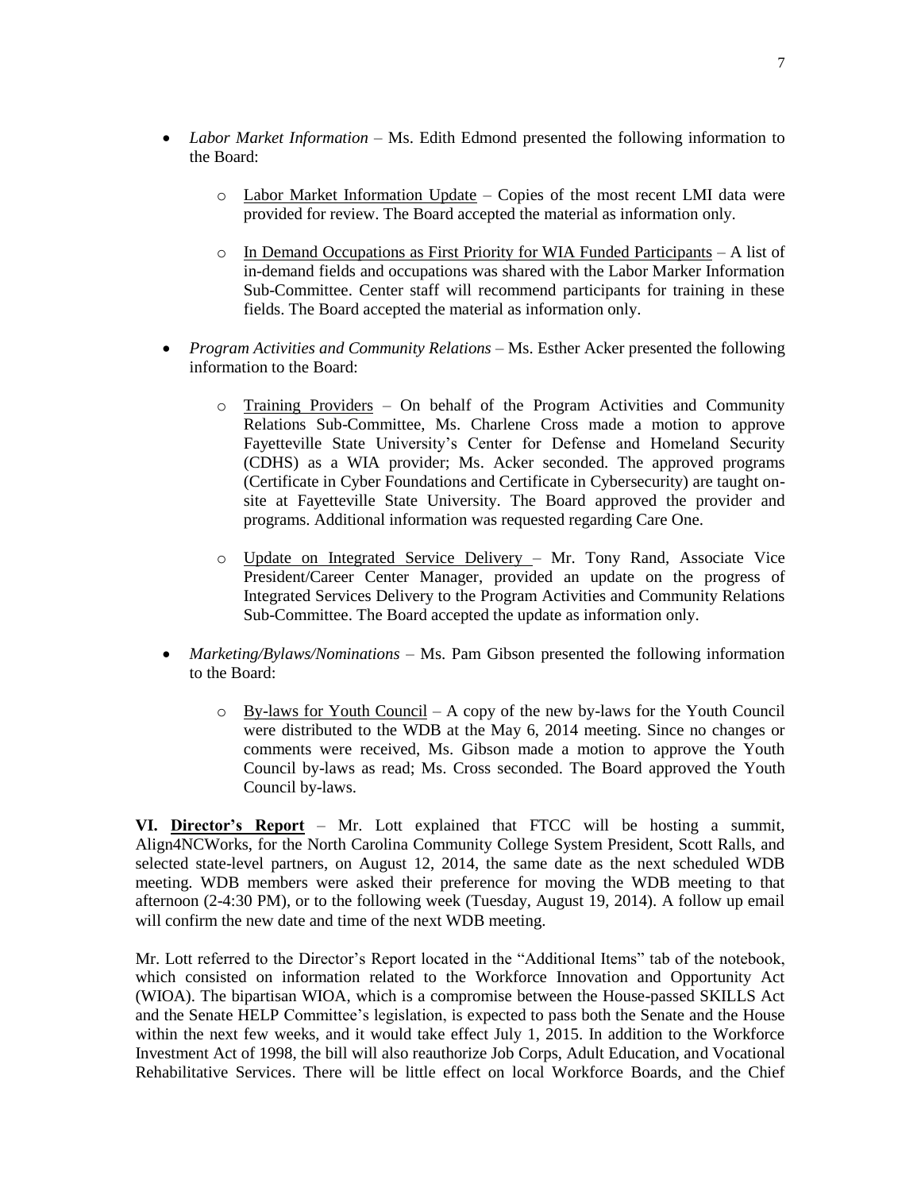- *Labor Market Information* – Ms. Edith Edmond presented the following information to the Board:

    - Labor Market Information Update – Copies of the most recent LMI data were provided for review. The Board accepted the material as information only.

    - In Demand Occupations as First Priority for WIA Funded Participants – A list of in-demand fields and occupations was shared with the Labor Marker Information Sub-Committee. Center staff will recommend participants for training in these fields. The Board accepted the material as information only.

- *Program Activities and Community Relations* – Ms. Esther Acker presented the following information to the Board:

    - Training Providers – On behalf of the Program Activities and Community Relations Sub-Committee, Ms. Charlene Cross made a motion to approve Fayetteville State University's Center for Defense and Homeland Security (CDHS) as a WIA provider; Ms. Acker seconded. The approved programs (Certificate in Cyber Foundations and Certificate in Cybersecurity) are taught on-site at Fayetteville State University. The Board approved the provider and programs. Additional information was requested regarding Care One.

    - Update on Integrated Service Delivery – Mr. Tony Rand, Associate Vice President/Career Center Manager, provided an update on the progress of Integrated Services Delivery to the Program Activities and Community Relations Sub-Committee. The Board accepted the update as information only.

- *Marketing/Bylaws/Nominations* – Ms. Pam Gibson presented the following information to the Board:

    - By-laws for Youth Council – A copy of the new by-laws for the Youth Council were distributed to the WDB at the May 6, 2014 meeting. Since no changes or comments were received, Ms. Gibson made a motion to approve the Youth Council by-laws as read; Ms. Cross seconded. The Board approved the Youth Council by-laws.

**VI. Director's Report** – Mr. Lott explained that FTCC will be hosting a summit, Align4NCWorks, for the North Carolina Community College System President, Scott Ralls, and selected state-level partners, on August 12, 2014, the same date as the next scheduled WDB meeting. WDB members were asked their preference for moving the WDB meeting to that afternoon (2-4:30 PM), or to the following week (Tuesday, August 19, 2014). A follow up email will confirm the new date and time of the next WDB meeting.

Mr. Lott referred to the Director's Report located in the "Additional Items" tab of the notebook, which consisted on information related to the Workforce Innovation and Opportunity Act (WIOA). The bipartisan WIOA, which is a compromise between the House-passed SKILLS Act and the Senate HELP Committee's legislation, is expected to pass both the Senate and the House within the next few weeks, and it would take effect July 1, 2015. In addition to the Workforce Investment Act of 1998, the bill will also reauthorize Job Corps, Adult Education, and Vocational Rehabilitative Services. There will be little effect on local Workforce Boards, and the Chief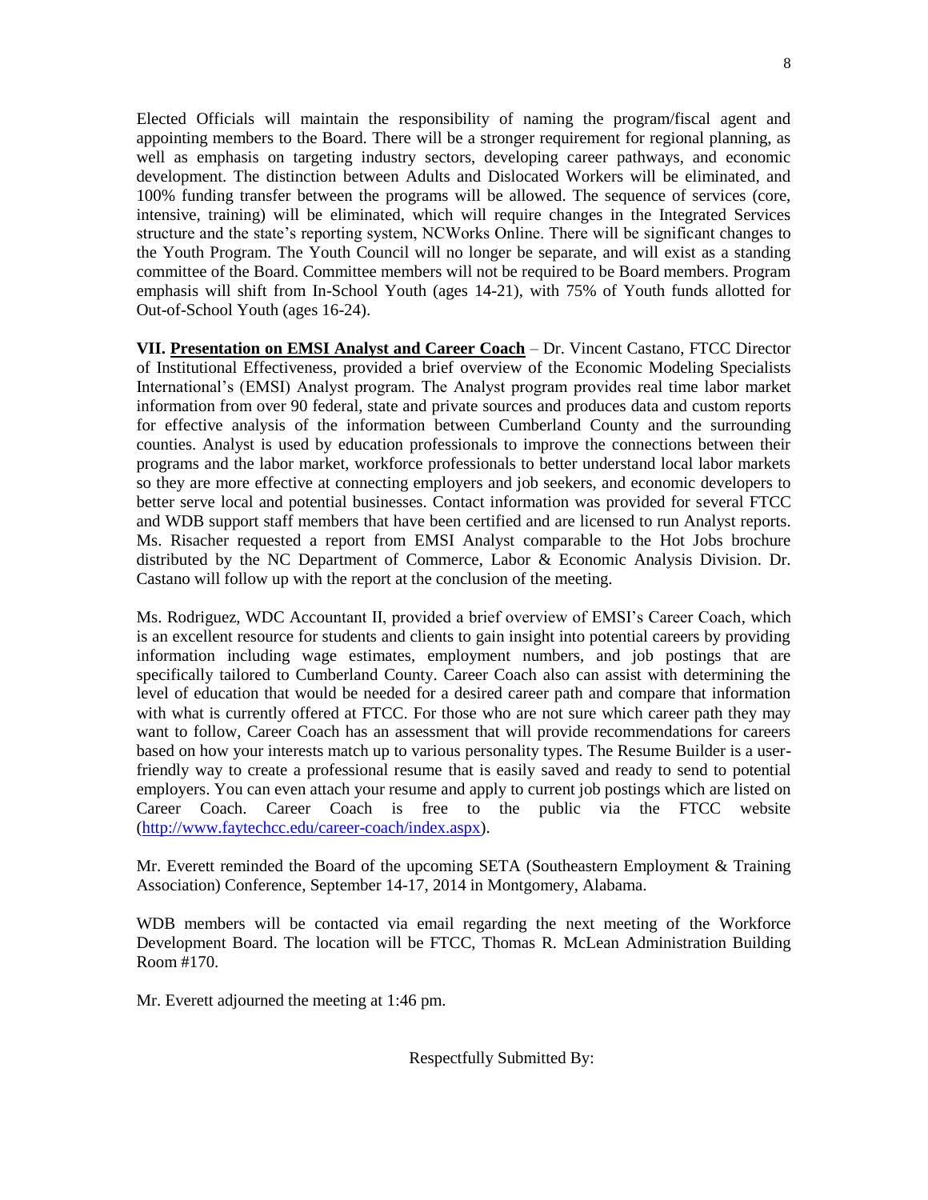Elected Officials will maintain the responsibility of naming the program/fiscal agent and appointing members to the Board. There will be a stronger requirement for regional planning, as well as emphasis on targeting industry sectors, developing career pathways, and economic development. The distinction between Adults and Dislocated Workers will be eliminated, and 100% funding transfer between the programs will be allowed. The sequence of services (core, intensive, training) will be eliminated, which will require changes in the Integrated Services structure and the state's reporting system, NCWorks Online. There will be significant changes to the Youth Program. The Youth Council will no longer be separate, and will exist as a standing committee of the Board. Committee members will not be required to be Board members. Program emphasis will shift from In-School Youth (ages 14-21), with 75% of Youth funds allotted for Out-of-School Youth (ages 16-24).

**VII. <u>Presentation on EMSI Analyst and Career Coach</u>** – Dr. Vincent Castano, FTCC Director of Institutional Effectiveness, provided a brief overview of the Economic Modeling Specialists International's (EMSI) Analyst program. The Analyst program provides real time labor market information from over 90 federal, state and private sources and produces data and custom reports for effective analysis of the information between Cumberland County and the surrounding counties. Analyst is used by education professionals to improve the connections between their programs and the labor market, workforce professionals to better understand local labor markets so they are more effective at connecting employers and job seekers, and economic developers to better serve local and potential businesses. Contact information was provided for several FTCC and WDB support staff members that have been certified and are licensed to run Analyst reports. Ms. Risacher requested a report from EMSI Analyst comparable to the Hot Jobs brochure distributed by the NC Department of Commerce, Labor & Economic Analysis Division. Dr. Castano will follow up with the report at the conclusion of the meeting.

Ms. Rodriguez, WDC Accountant II, provided a brief overview of EMSI's Career Coach, which is an excellent resource for students and clients to gain insight into potential careers by providing information including wage estimates, employment numbers, and job postings that are specifically tailored to Cumberland County. Career Coach also can assist with determining the level of education that would be needed for a desired career path and compare that information with what is currently offered at FTCC. For those who are not sure which career path they may want to follow, Career Coach has an assessment that will provide recommendations for careers based on how your interests match up to various personality types. The Resume Builder is a user-friendly way to create a professional resume that is easily saved and ready to send to potential employers. You can even attach your resume and apply to current job postings which are listed on Career Coach. Career Coach is free to the public via the FTCC website (http://www.faytechcc.edu/career-coach/index.aspx).

Mr. Everett reminded the Board of the upcoming SETA (Southeastern Employment & Training Association) Conference, September 14-17, 2014 in Montgomery, Alabama.

WDB members will be contacted via email regarding the next meeting of the Workforce Development Board. The location will be FTCC, Thomas R. McLean Administration Building Room #170.

Mr. Everett adjourned the meeting at 1:46 pm.

Respectfully Submitted By: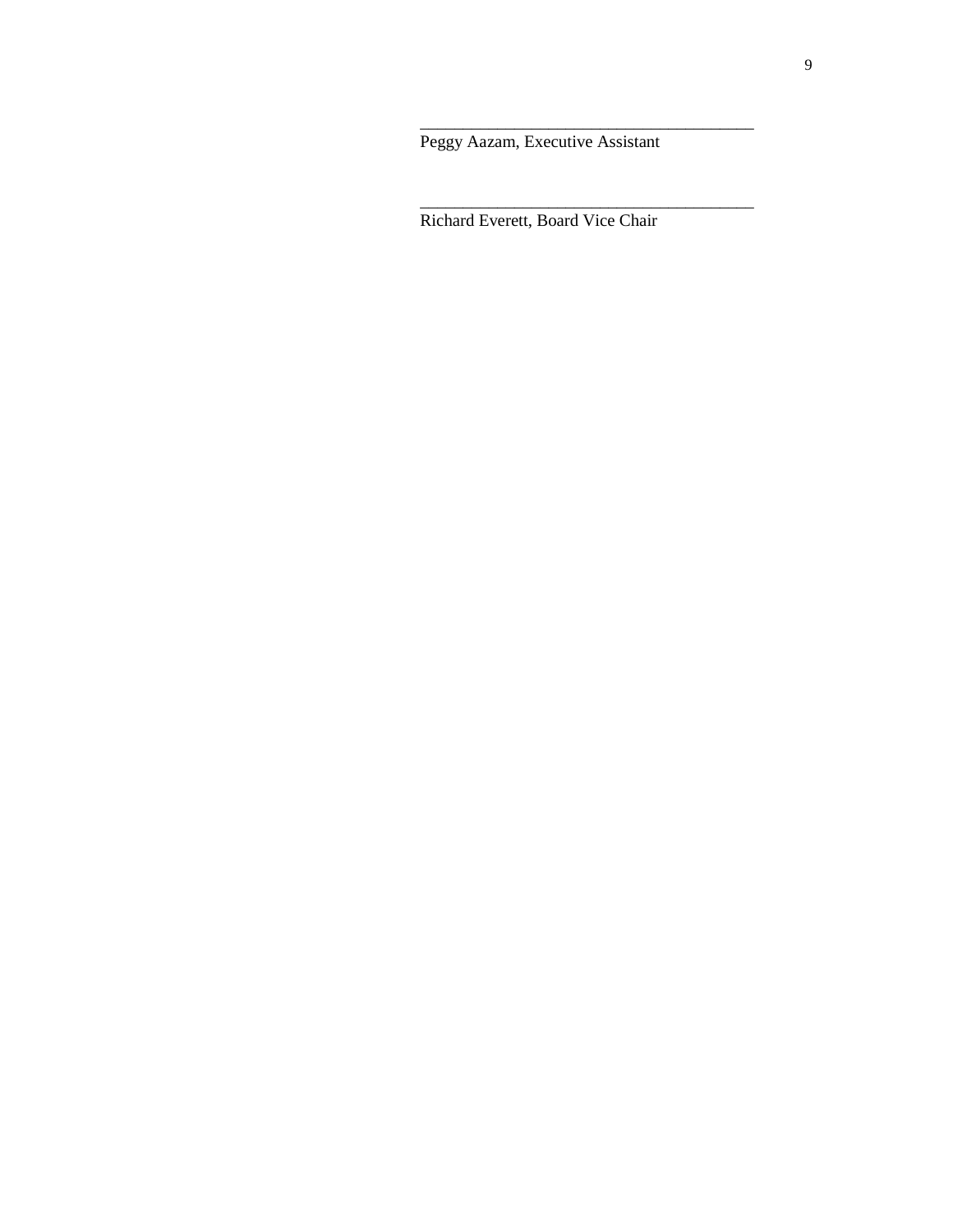\_\_\_\_\_\_\_\_\_\_\_\_\_\_\_\_\_\_\_\_\_\_\_\_\_\_\_\_\_\_\_\_\_\_\_\_\_\_\_\_
Peggy Aazam, Executive Assistant

\_\_\_\_\_\_\_\_\_\_\_\_\_\_\_\_\_\_\_\_\_\_\_\_\_\_\_\_\_\_\_\_\_\_\_\_\_\_\_\_
Richard Everett, Board Vice Chair